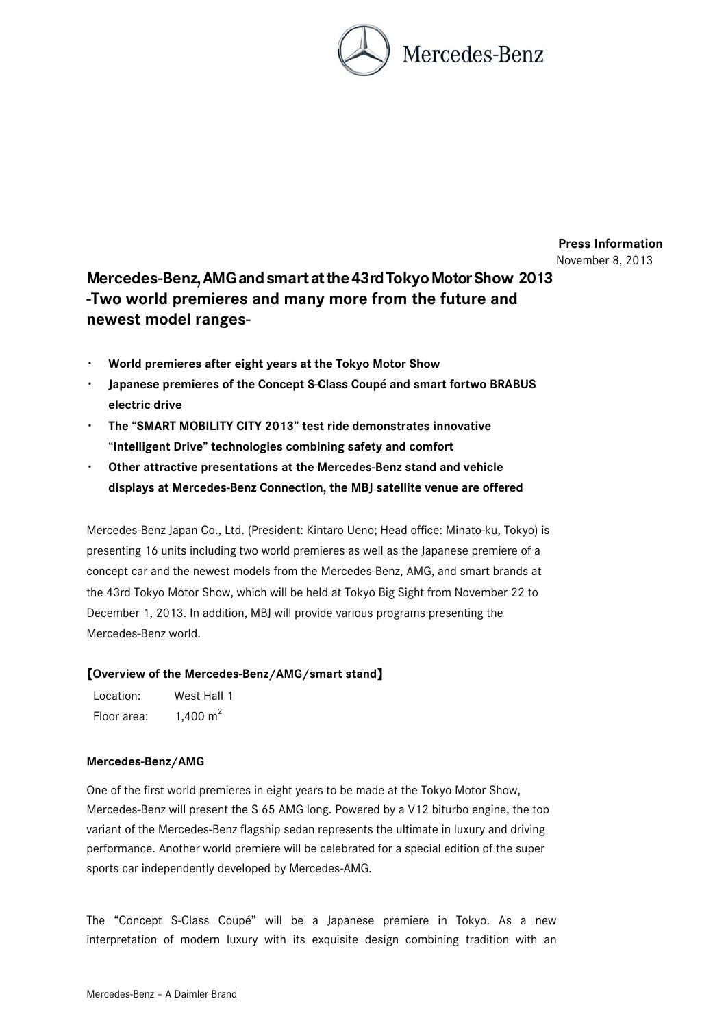**Press Information**
November 8, 2013

# Mercedes-Benz, AMG and smart at the 43rd Tokyo Motor Show 2013 -Two world premieres and many more from the future and newest model ranges-

- **World premieres after eight years at the Tokyo Motor Show**
- **Japanese premieres of the Concept S-Class Coupé and smart fortwo BRABUS electric drive**
- **The “SMART MOBILITY CITY 2013” test ride demonstrates innovative “Intelligent Drive” technologies combining safety and comfort**
- **Other attractive presentations at the Mercedes-Benz stand and vehicle displays at Mercedes-Benz Connection, the MBJ satellite venue are offered**

Mercedes-Benz Japan Co., Ltd. (President: Kintaro Ueno; Head office: Minato-ku, Tokyo) is presenting 16 units including two world premieres as well as the Japanese premiere of a concept car and the newest models from the Mercedes-Benz, AMG, and smart brands at the 43rd Tokyo Motor Show, which will be held at Tokyo Big Sight from November 22 to December 1, 2013. In addition, MBJ will provide various programs presenting the Mercedes-Benz world.

**【Overview of the Mercedes-Benz/AMG/smart stand】**

Location: West Hall 1
Floor area: 1,400 $m^2$

**Mercedes-Benz/AMG**

One of the first world premieres in eight years to be made at the Tokyo Motor Show, Mercedes-Benz will present the S 65 AMG long. Powered by a V12 biturbo engine, the top variant of the Mercedes-Benz flagship sedan represents the ultimate in luxury and driving performance. Another world premiere will be celebrated for a special edition of the super sports car independently developed by Mercedes-AMG.

The “Concept S-Class Coupé” will be a Japanese premiere in Tokyo. As a new interpretation of modern luxury with its exquisite design combining tradition with an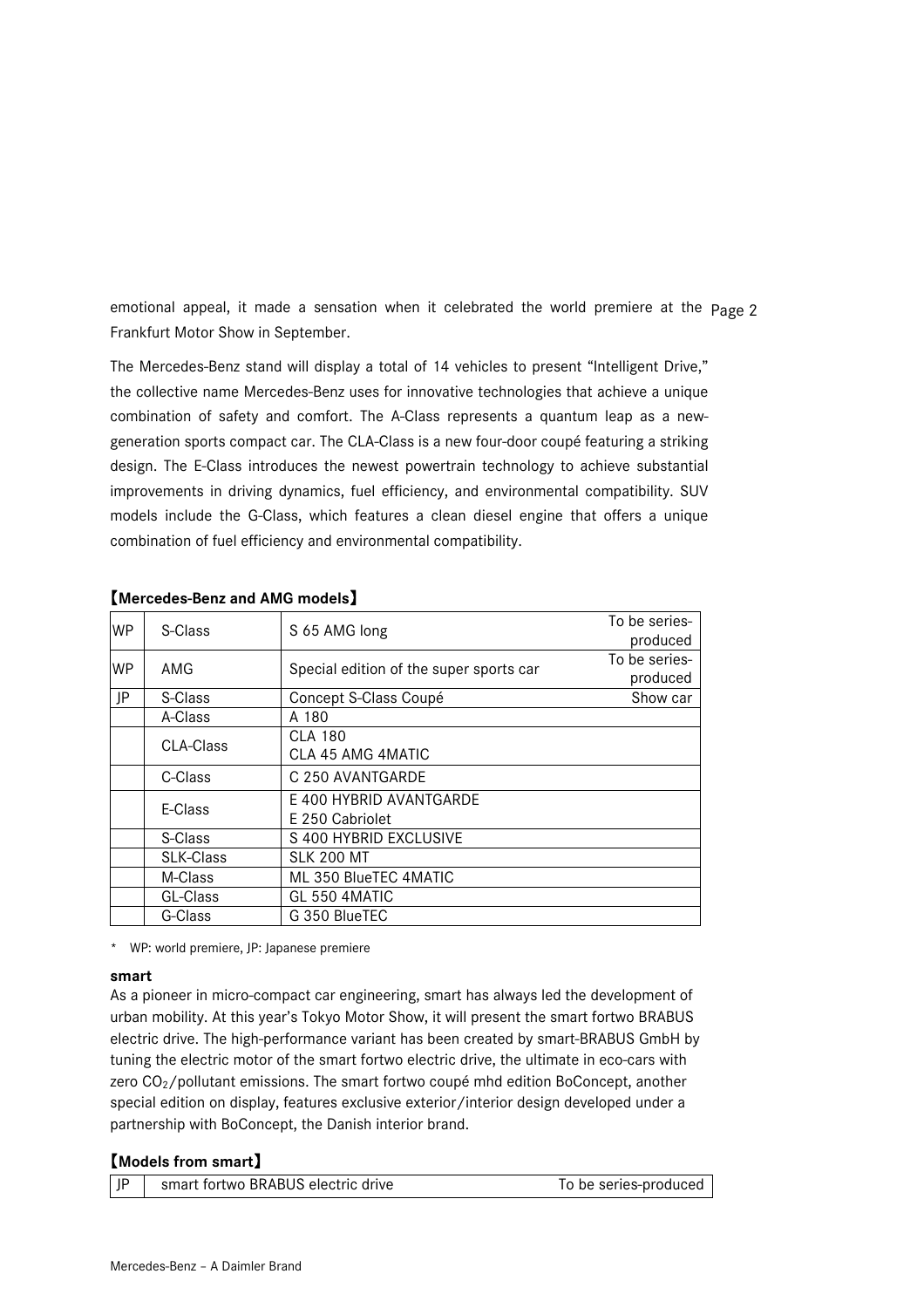emotional appeal, it made a sensation when it celebrated the world premiere at the Frankfurt Motor Show in September.

The Mercedes-Benz stand will display a total of 14 vehicles to present "Intelligent Drive," the collective name Mercedes-Benz uses for innovative technologies that achieve a unique combination of safety and comfort. The A-Class represents a quantum leap as a new-generation sports compact car. The CLA-Class is a new four-door coupé featuring a striking design. The E-Class introduces the newest powertrain technology to achieve substantial improvements in driving dynamics, fuel efficiency, and environmental compatibility. SUV models include the G-Class, which features a clean diesel engine that offers a unique combination of fuel efficiency and environmental compatibility.

**【Mercedes-Benz and AMG models】**

| | | | |
|---|---|---|---|
| WP | S-Class | S 65 AMG long | To be series-produced |
| WP | AMG | Special edition of the super sports car | To be series-produced |
| JP | S-Class | Concept S-Class Coupé | Show car |
| | A-Class | A 180 | |
| | CLA-Class | CLA 180<br>CLA 45 AMG 4MATIC | |
| | C-Class | C 250 AVANTGARDE | |
| | E-Class | E 400 HYBRID AVANTGARDE<br>E 250 Cabriolet | |
| | S-Class | S 400 HYBRID EXCLUSIVE | |
| | SLK-Class | SLK 200 MT | |
| | M-Class | ML 350 BlueTEC 4MATIC | |
| | GL-Class | GL 550 4MATIC | |
| | G-Class | G 350 BlueTEC | |

* WP: world premiere, JP: Japanese premiere

**smart**

As a pioneer in micro-compact car engineering, smart has always led the development of urban mobility. At this year's Tokyo Motor Show, it will present the smart fortwo BRABUS electric drive. The high-performance variant has been created by smart-BRABUS GmbH by tuning the electric motor of the smart fortwo electric drive, the ultimate in eco-cars with zero $CO_2$/pollutant emissions. The smart fortwo coupé mhd edition BoConcept, another special edition on display, features exclusive exterior/interior design developed under a partnership with BoConcept, the Danish interior brand.

**【Models from smart】**

| | | |
|---|---|---|
| JP | smart fortwo BRABUS electric drive | To be series-produced |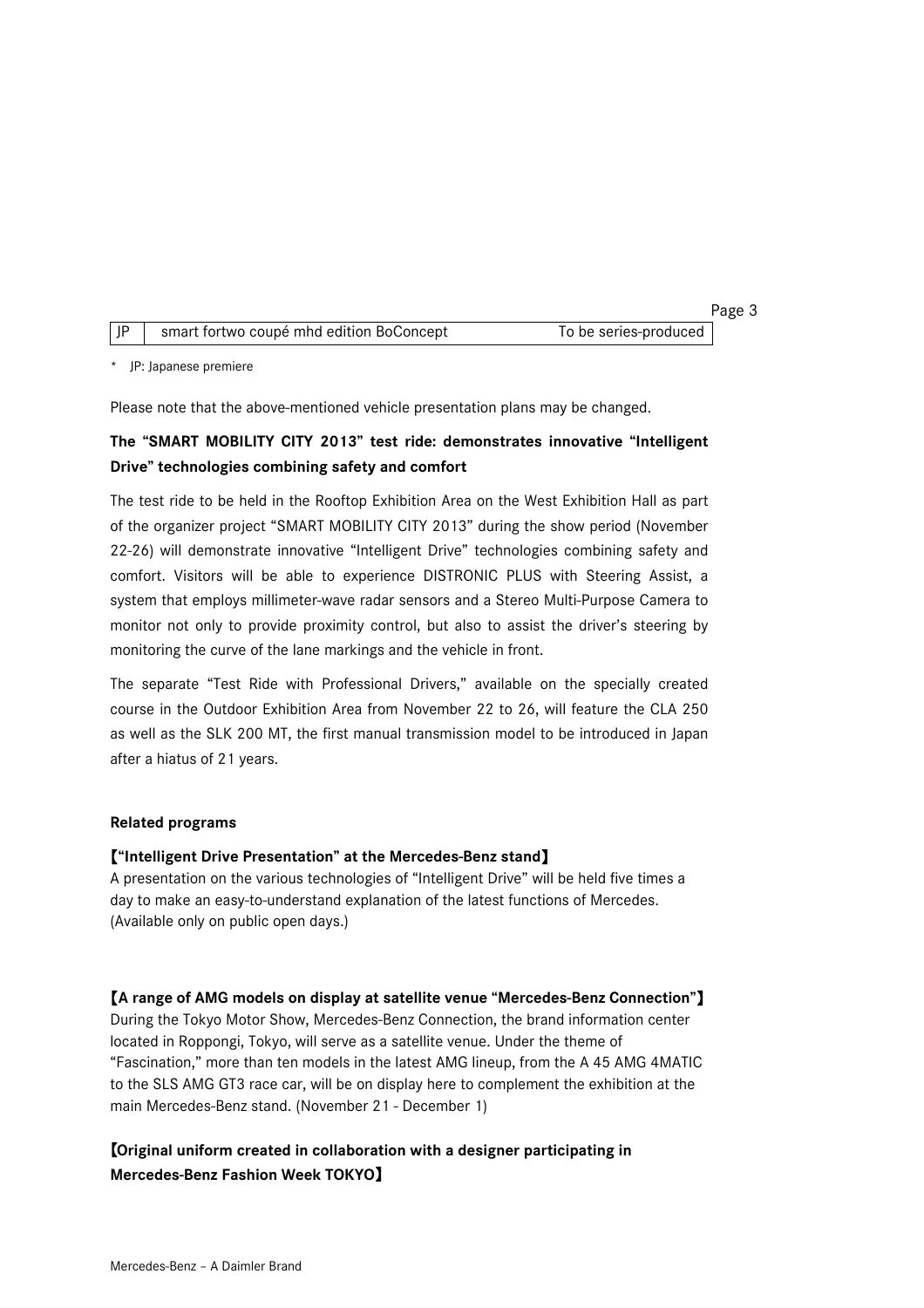| JP | smart fortwo coupé mhd edition BoConcept | To be series-produced |
|---|---|---|

* JP: Japanese premiere

Please note that the above-mentioned vehicle presentation plans may be changed.

**The "SMART MOBILITY CITY 2013" test ride: demonstrates innovative "Intelligent Drive" technologies combining safety and comfort**

The test ride to be held in the Rooftop Exhibition Area on the West Exhibition Hall as part of the organizer project "SMART MOBILITY CITY 2013" during the show period (November 22-26) will demonstrate innovative "Intelligent Drive" technologies combining safety and comfort. Visitors will be able to experience DISTRONIC PLUS with Steering Assist, a system that employs millimeter-wave radar sensors and a Stereo Multi-Purpose Camera to monitor not only to provide proximity control, but also to assist the driver's steering by monitoring the curve of the lane markings and the vehicle in front.

The separate "Test Ride with Professional Drivers," available on the specially created course in the Outdoor Exhibition Area from November 22 to 26, will feature the CLA 250 as well as the SLK 200 MT, the first manual transmission model to be introduced in Japan after a hiatus of 21 years.

**Related programs**

**【"Intelligent Drive Presentation" at the Mercedes-Benz stand】**
A presentation on the various technologies of "Intelligent Drive" will be held five times a day to make an easy-to-understand explanation of the latest functions of Mercedes. (Available only on public open days.)

**【A range of AMG models on display at satellite venue "Mercedes-Benz Connection"】**
During the Tokyo Motor Show, Mercedes-Benz Connection, the brand information center located in Roppongi, Tokyo, will serve as a satellite venue. Under the theme of "Fascination," more than ten models in the latest AMG lineup, from the A 45 AMG 4MATIC to the SLS AMG GT3 race car, will be on display here to complement the exhibition at the main Mercedes-Benz stand. (November 21 - December 1)

**【Original uniform created in collaboration with a designer participating in Mercedes-Benz Fashion Week TOKYO】**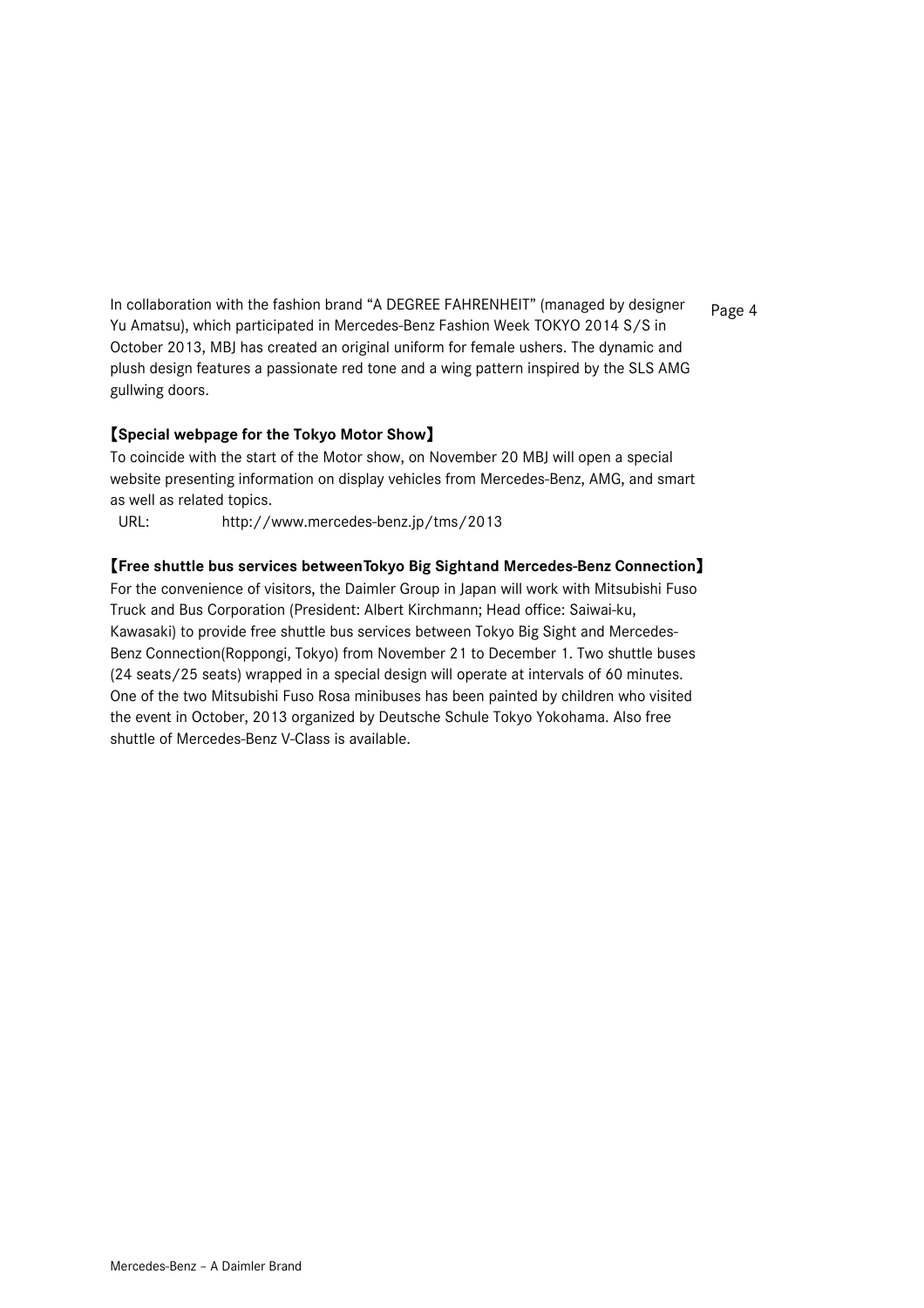In collaboration with the fashion brand "A DEGREE FAHRENHEIT" (managed by designer Yu Amatsu), which participated in Mercedes-Benz Fashion Week TOKYO 2014 S/S in October 2013, MBJ has created an original uniform for female ushers. The dynamic and plush design features a passionate red tone and a wing pattern inspired by the SLS AMG gullwing doors.

**【Special webpage for the Tokyo Motor Show】**

To coincide with the start of the Motor show, on November 20 MBJ will open a special website presenting information on display vehicles from Mercedes-Benz, AMG, and smart as well as related topics.

URL: http://www.mercedes-benz.jp/tms/2013

**【Free shuttle bus services betweenTokyo Big Sightand Mercedes-Benz Connection】**

For the convenience of visitors, the Daimler Group in Japan will work with Mitsubishi Fuso Truck and Bus Corporation (President: Albert Kirchmann; Head office: Saiwai-ku, Kawasaki) to provide free shuttle bus services between Tokyo Big Sight and Mercedes-Benz Connection(Roppongi, Tokyo) from November 21 to December 1. Two shuttle buses (24 seats/25 seats) wrapped in a special design will operate at intervals of 60 minutes. One of the two Mitsubishi Fuso Rosa minibuses has been painted by children who visited the event in October, 2013 organized by Deutsche Schule Tokyo Yokohama. Also free shuttle of Mercedes-Benz V-Class is available.